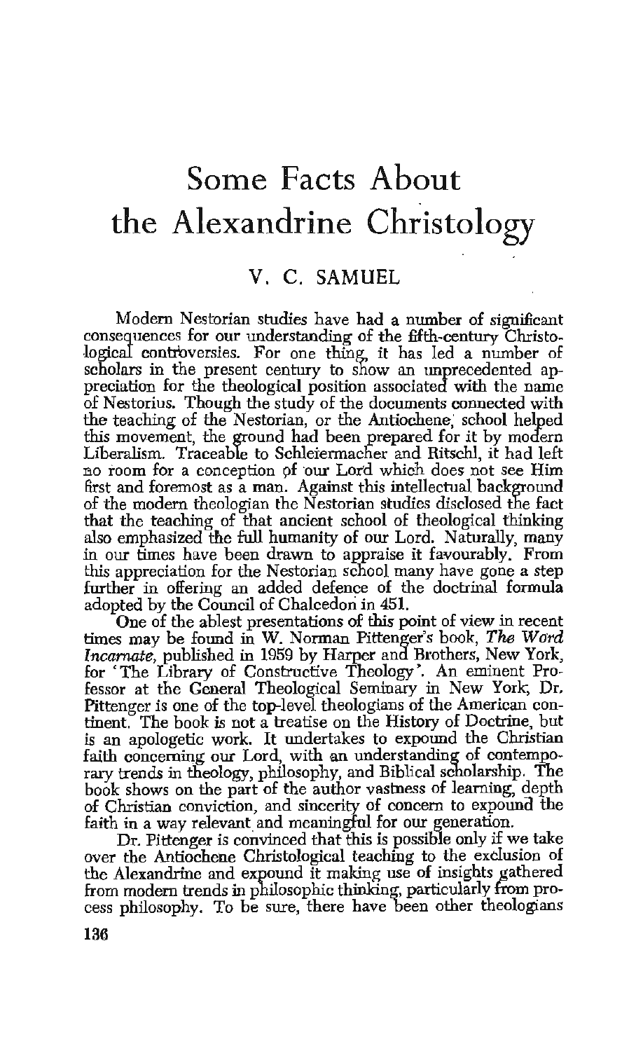# Some Facts About the Alexandrine Christology

## V. C. SAMUEL

Modern Nestorian studies have had a number of significant consequences for our understanding of the fifth-century Christological controversies. For one thing, it has led a number of scholars in the present century to show an unprecedented appreciation for the theological position associated with the name of Nestorius. Though the study of the documents connected with the teaching of the Nestorian, or the Antiochene, school helped this movement, the ground had been prepared for it by modern Liberalism. Traceable to Schleiermacher and Ritschl, it had left no room for a conception of our Lord which does not see Him first and foremost as a man. Against this intellectual background of the modern theologian the Nestorian studies disclosed the fact that the teaching of that ancient school of theological thinking also emphasized the full humanity of our Lord. Naturally, many in our times have been drawn to appraise it favourably. From this appreciation for the Nestorian school many have gone a step further in offering an added defence of the doctrinal formula adopted by the Council of Chalcedon in 451.

One of the ablest presentations of this point of view in recent times may be found in W. Norman Pittenger's book, *The Word Incarnate*, published in 1959 by Harper and Brothers, New York, for 'The Library of Constructive Theology'. An eminent Professor at the General Theological Seminary in New York, Dr. Pittenger is one of the top-level theologians of the American continent. The book is not a treatise on the History of Doctrine, but is an apologetic work. It undertakes to expound the Christian faith concerning our Lord, with an understanding of contemporary trends in theology, philosophy, and Biblical scholarship. The book shows on the part of the author vastness of learning, depth of Christian conviction, and sincerity of concern to expound the faith in a way relevant and meaningful for our generation.

Dr. Pittenger is convinced that this is possible only if we take over the Antiochene Christological teaching to the exclusion of the Alexandrine and expound it making use of insights gathered from modern trends in philosophic thinking, particularly from process philosophy. To be sure, there have been other theologians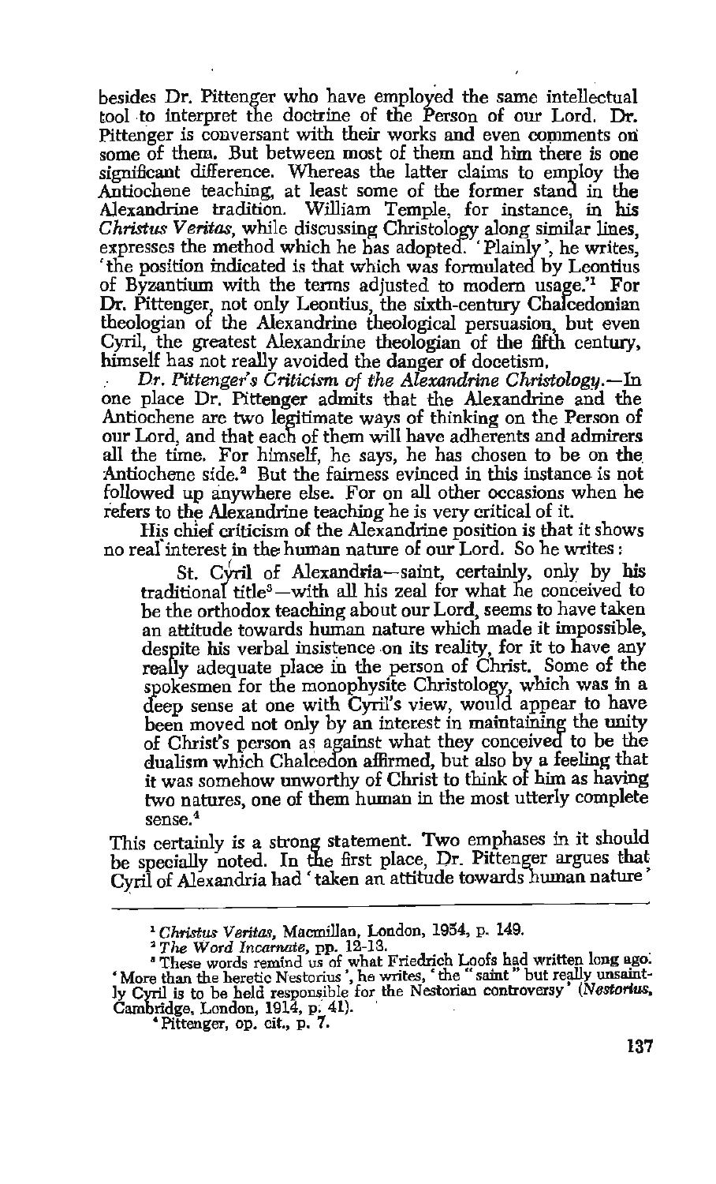besides Dr. Pittenger who have employed the same intellectual tool to interpret the doctrine of the Person of our Lord. Dr. Pittenger is conversant with their works and even comments on some of them. But between most of them and him there is one significant difference. Whereas the latter claims to employ the Antiochene teaching, at least some of the former stand in the Alexandrine tradition. William Temple, for instance, in his *Christus Veritas*, while discussing Christology along similar lines, expresses the method which he has adopted. 'Plainly', he writes, 'the position indicated is that which was formulated by Leontius of Byzantium with the terms adjusted to modern usage.'[1] For Dr. Pittenger, not only Leontius, the sixth-century Chalcedonian theologian of the Alexandrine theological persuasion, but even Cyril, the greatest Alexandrine theologian of the fifth century, himself has not really avoided the danger of docetism.

*Dr. Pittenger's Criticism of the Alexandrine Christology.*—In one place Dr. Pittenger admits that the Alexandrine and the Antiochene are two legitimate ways of thinking on the Person of our Lord, and that each of them will have adherents and admirers all the time. For himself, he says, he has chosen to be on the Antiochene side.[2] But the fairness evinced in this instance is not followed up anywhere else. For on all other occasions when he refers to the Alexandrine teaching he is very critical of it.

His chief criticism of the Alexandrine position is that it shows no real interest in the human nature of our Lord. So he writes:

> St. Cyril of Alexandria—saint, certainly, only by his traditional title[3]—with all his zeal for what he conceived to be the orthodox teaching about our Lord, seems to have taken an attitude towards human nature which made it impossible, despite his verbal insistence on its reality, for it to have any really adequate place in the person of Christ. Some of the spokesmen for the monophysite Christology, which was in a deep sense at one with Cyril's view, would appear to have been moved not only by an interest in maintaining the unity of Christ's person as against what they conceived to be the dualism which Chalcedon affirmed, but also by a feeling that it was somehow unworthy of Christ to think of him as having two natures, one of them human in the most utterly complete sense.[4]

This certainly is a strong statement. Two emphases in it should be specially noted. In the first place, Dr. Pittenger argues that Cyril of Alexandria had 'taken an attitude towards human nature'

---

[1] *Christus Veritas*, Macmillan, London, 1934, p. 149.

[2] *The Word Incarnate*, pp. 12-13.

[3] These words remind us of what Friedrich Loofs had written long ago: 'More than the heretic Nestorius', he writes, 'the "saint" but really unsaintly Cyril is to be held responsible for the Nestorian controversy' (*Nestorius*, Cambridge, London, 1914, p. 41).

[4] Pittenger, op. cit., p. 7.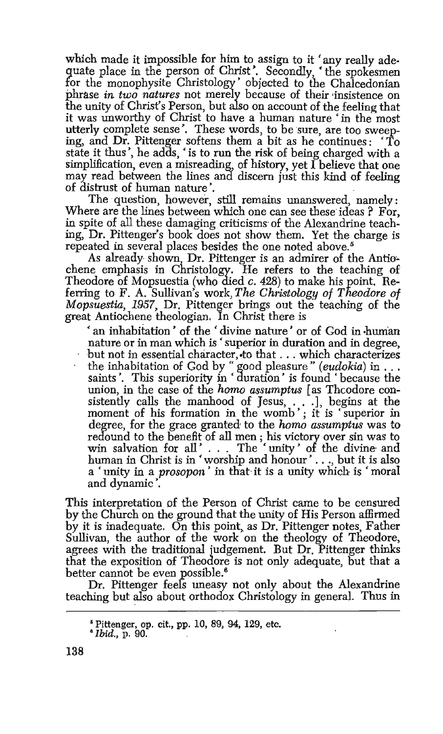which made it impossible for him to assign to it 'any really adequate place in the person of Christ'. Secondly, 'the spokesmen for the monophysite Christology' objected to the Chalcedonian phrase *in two natures* not merely because of their insistence on the unity of Christ's Person, but also on account of the feeling that it was unworthy of Christ to have a human nature 'in the most utterly complete sense'. These words, to be sure, are too sweeping, and Dr. Pittenger softens them a bit as he continues: 'To state it thus', he adds, 'is to run the risk of being charged with a simplification, even a misreading, of history, yet I believe that one may read between the lines and discern just this kind of feeling of distrust of human nature'.

The question, however, still remains unanswered, namely: Where are the lines between which one can see these ideas? For, in spite of all these damaging criticisms of the Alexandrine teaching, Dr. Pittenger's book does not show them. Yet the charge is repeated in several places besides the one noted above.[5]

As already shown, Dr. Pittenger is an admirer of the Antiochene emphasis in Christology. He refers to the teaching of Theodore of Mopsuestia (who died *c.* 428) to make his point. Referring to F. A. Sullivan's work, *The Christology of Theodore of Mopsuestia, 1957*, Dr. Pittenger brings out the teaching of the great Antiochene theologian. In Christ there is

> 'an inhabitation' of the 'divine nature' or of God in human nature or in man which is 'superior in duration and in degree, but not in essential character, to that . . . which characterizes the inhabitation of God by "good pleasure" (*eudokia*) in . . . saints'. This superiority in 'duration' is found 'because the union, in the case of the *homo assumptus* [as Theodore consistently calls the manhood of Jesus, . . .], begins at the moment of his formation in the womb'; it is 'superior in degree, for the grace granted to the *homo assumptus* was to redound to the benefit of all men; his victory over sin was to win salvation for all' . . . The 'unity' of the divine and human in Christ is in 'worship and honour' . . ., but it is also a 'unity in a *prosopon*' in that it is a unity which is 'moral and dynamic'.

This interpretation of the Person of Christ came to be censured by the Church on the ground that the unity of His Person affirmed by it is inadequate. On this point, as Dr. Pittenger notes, Father Sullivan, the author of the work on the theology of Theodore, agrees with the traditional judgement. But Dr. Pittenger thinks that the exposition of Theodore is not only adequate, but that a better cannot be even possible.[6]

Dr. Pittenger feels uneasy not only about the Alexandrine teaching but also about orthodox Christology in general. Thus in

---

[5] Pittenger, op. cit., pp. 10, 89, 94, 129, etc.

[6] *Ibid.*, p. 90.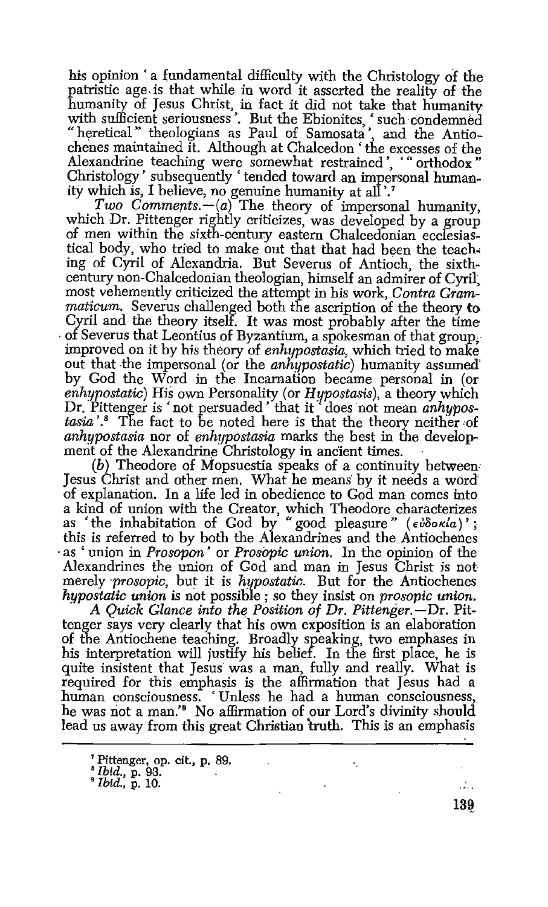his opinion 'a fundamental difficulty with the Christology of the patristic age is that while in word it asserted the reality of the humanity of Jesus Christ, in fact it did not take that humanity with sufficient seriousness'. But the Ebionites, 'such condemned "heretical" theologians as Paul of Samosata', and the Antiochenes maintained it. Although at Chalcedon 'the excesses of the Alexandrine teaching were somewhat restrained', '"orthodox" Christology' subsequently 'tended toward an impersonal humanity which is, I believe, no genuine humanity at all'.[7]

*Two Comments.*—(*a*) The theory of impersonal humanity, which Dr. Pittenger rightly criticizes, was developed by a group of men within the sixth-century eastern Chalcedonian ecclesiastical body, who tried to make out that that had been the teaching of Cyril of Alexandria. But Severus of Antioch, the sixth-century non-Chalcedonian theologian, himself an admirer of Cyril, most vehemently criticized the attempt in his work, *Contra Grammaticum.* Severus challenged both the ascription of the theory to Cyril and the theory itself. It was most probably after the time of Severus that Leontius of Byzantium, a spokesman of that group, improved on it by his theory of *enhypostasia*, which tried to make out that the impersonal (or the *anhypostatic*) humanity assumed by God the Word in the Incarnation became personal in (or *enhypostatic*) His own Personality (or *Hypostasis*), a theory which Dr. Pittenger is 'not persuaded' that it 'does not mean *anhypostasia*'.[8] The fact to be noted here is that the theory neither of *anhypostasia* nor of *enhypostasia* marks the best in the development of the Alexandrine Christology in ancient times.

(*b*) Theodore of Mopsuestia speaks of a continuity between Jesus Christ and other men. What he means by it needs a word of explanation. In a life led in obedience to God man comes into a kind of union with the Creator, which Theodore characterizes as 'the inhabitation of God by "good pleasure" (εὐδοκία)'; this is referred to by both the Alexandrines and the Antiochenes as 'union in *Prosopon*' or *Prosopic union.* In the opinion of the Alexandrines the union of God and man in Jesus Christ is not merely *prosopic*, but it is *hypostatic.* But for the Antiochenes *hypostatic union* is not possible; so they insist on *prosopic union.*

*A Quick Glance into the Position of Dr. Pittenger.*—Dr. Pittenger says very clearly that his own exposition is an elaboration of the Antiochene teaching. Broadly speaking, two emphases in his interpretation will justify his belief. In the first place, he is quite insistent that Jesus was a man, fully and really. What is required for this emphasis is the affirmation that Jesus had a human consciousness. 'Unless he had a human consciousness, he was not a man.'[9] No affirmation of our Lord's divinity should lead us away from this great Christian truth. This is an emphasis

---

[7] Pittenger, op. cit., p. 89.
[8] *Ibid.*, p. 93.
[9] *Ibid.*, p. 10.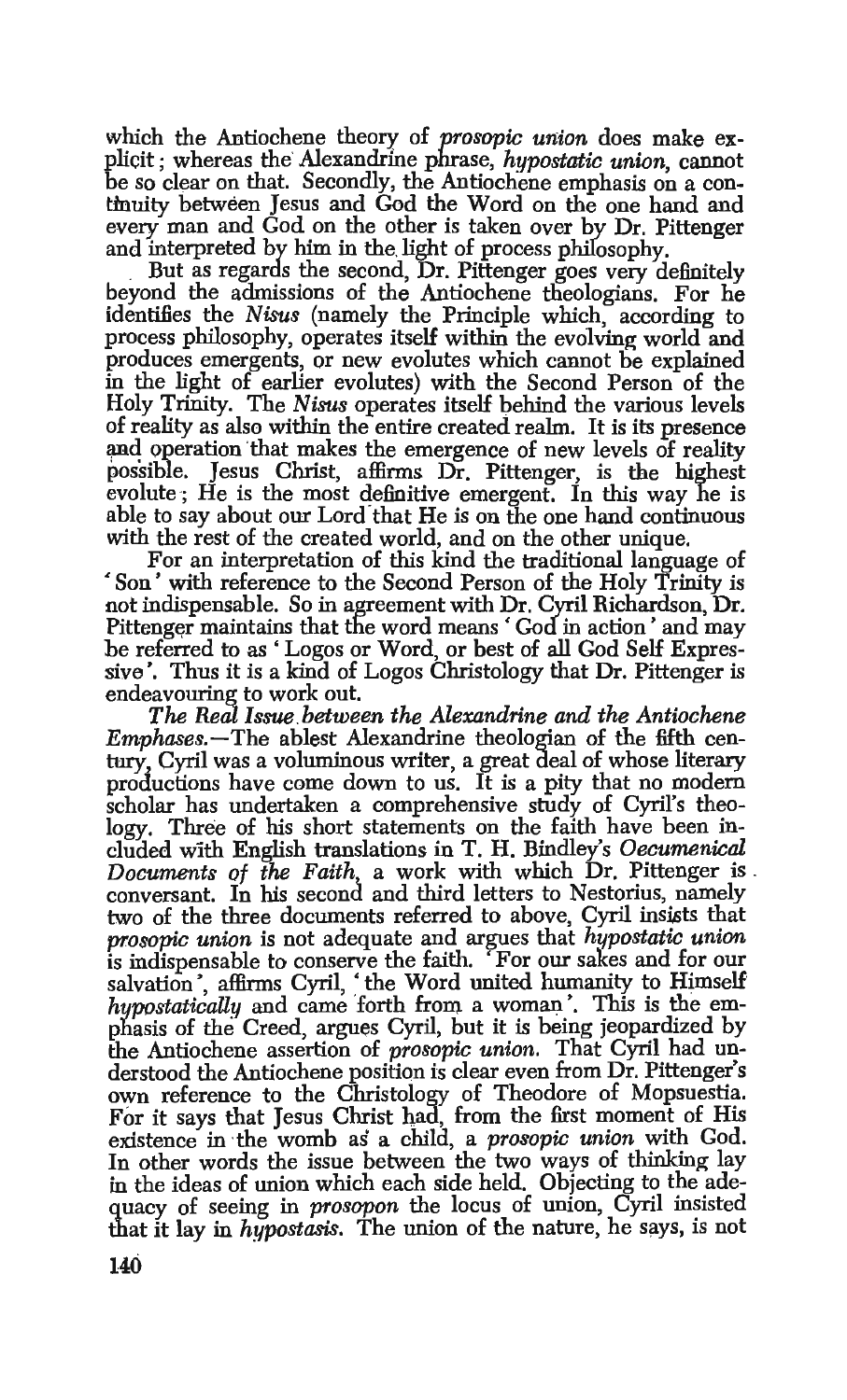which the Antiochene theory of *prosopic union* does make explicit; whereas the Alexandrine phrase, *hypostatic union*, cannot be so clear on that. Secondly, the Antiochene emphasis on a continuity between Jesus and God the Word on the one hand and every man and God on the other is taken over by Dr. Pittenger and interpreted by him in the light of process philosophy.

But as regards the second, Dr. Pittenger goes very definitely beyond the admissions of the Antiochene theologians. For he identifies the *Nisus* (namely the Principle which, according to process philosophy, operates itself within the evolving world and produces emergents, or new evolutes which cannot be explained in the light of earlier evolutes) with the Second Person of the Holy Trinity. The *Nisus* operates itself behind the various levels of reality as also within the entire created realm. It is its presence and operation that makes the emergence of new levels of reality possible. Jesus Christ, affirms Dr. Pittenger, is the highest evolute; He is the most definitive emergent. In this way he is able to say about our Lord that He is on the one hand continuous with the rest of the created world, and on the other unique.

For an interpretation of this kind the traditional language of 'Son' with reference to the Second Person of the Holy Trinity is not indispensable. So in agreement with Dr. Cyril Richardson, Dr. Pittenger maintains that the word means 'God in action' and may be referred to as 'Logos or Word, or best of all God Self Expressive'. Thus it is a kind of Logos Christology that Dr. Pittenger is endeavouring to work out.

*The Real Issue between the Alexandrine and the Antiochene Emphases.*—The ablest Alexandrine theologian of the fifth century, Cyril was a voluminous writer, a great deal of whose literary productions have come down to us. It is a pity that no modern scholar has undertaken a comprehensive study of Cyril's theology. Three of his short statements on the faith have been included with English translations in T. H. Bindley's *Oecumenical Documents of the Faith*, a work with which Dr. Pittenger is conversant. In his second and third letters to Nestorius, namely two of the three documents referred to above, Cyril insists that *prosopic union* is not adequate and argues that *hypostatic union* is indispensable to conserve the faith. 'For our sakes and for our salvation', affirms Cyril, 'the Word united humanity to Himself *hypostatically* and came forth from a woman'. This is the emphasis of the Creed, argues Cyril, but it is being jeopardized by the Antiochene assertion of *prosopic union*. That Cyril had understood the Antiochene position is clear even from Dr. Pittenger's own reference to the Christology of Theodore of Mopsuestia. For it says that Jesus Christ had, from the first moment of His existence in the womb as a child, a *prosopic union* with God. In other words the issue between the two ways of thinking lay in the ideas of union which each side held. Objecting to the adequacy of seeing in *prosopon* the locus of union, Cyril insisted that it lay in *hypostasis*. The union of the nature, he says, is not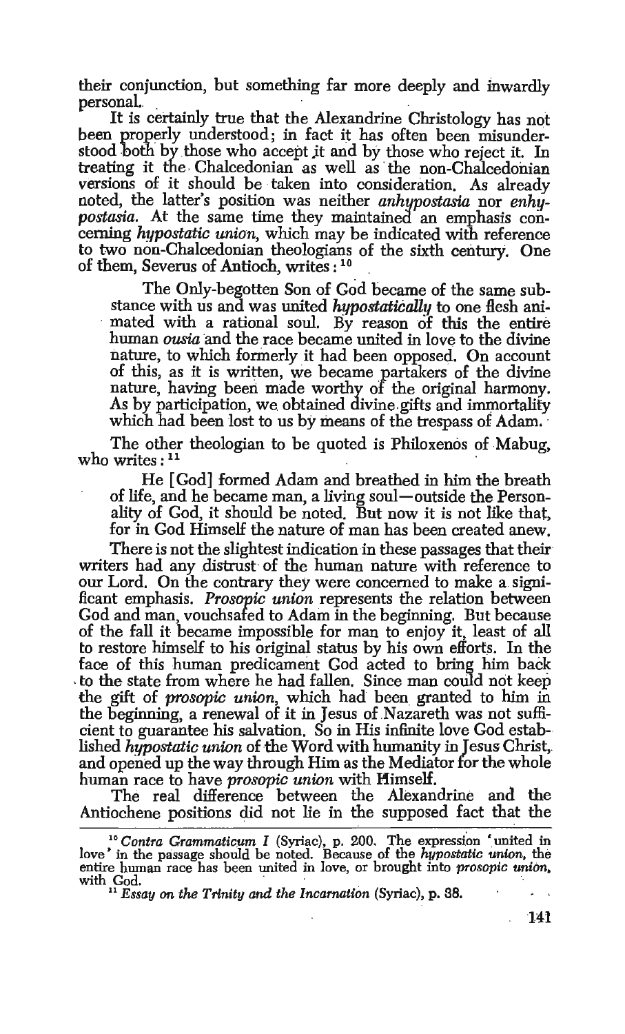their conjunction, but something far more deeply and inwardly personal.

It is certainly true that the Alexandrine Christology has not been properly understood; in fact it has often been misunderstood both by those who accept it and by those who reject it. In treating it the Chalcedonian as well as the non-Chalcedonian versions of it should be taken into consideration. As already noted, the latter's position was neither *anhypostasia* nor *enhypostasia*. At the same time they maintained an emphasis concerning *hypostatic union*, which may be indicated with reference to two non-Chalcedonian theologians of the sixth century. One of them, Severus of Antioch, writes:[10]

> The Only-begotten Son of God became of the same substance with us and was united *hypostatically* to one flesh animated with a rational soul. By reason of this the entire human *ousia* and the race became united in love to the divine nature, to which formerly it had been opposed. On account of this, as it is written, we became partakers of the divine nature, having been made worthy of the original harmony. As by participation, we obtained divine gifts and immortality which had been lost to us by means of the trespass of Adam.

The other theologian to be quoted is Philoxenos of Mabug, who writes:[11]

> He [God] formed Adam and breathed in him the breath of life, and he became man, a living soul—outside the Personality of God, it should be noted. But now it is not like that, for in God Himself the nature of man has been created anew.

There is not the slightest indication in these passages that their writers had any distrust of the human nature with reference to our Lord. On the contrary they were concerned to make a significant emphasis. *Prosopic union* represents the relation between God and man, vouchsafed to Adam in the beginning. But because of the fall it became impossible for man to enjoy it, least of all to restore himself to his original status by his own efforts. In the face of this human predicament God acted to bring him back to the state from where he had fallen. Since man could not keep the gift of *prosopic union*, which had been granted to him in the beginning, a renewal of it in Jesus of Nazareth was not sufficient to guarantee his salvation. So in His infinite love God established *hypostatic union* of the Word with humanity in Jesus Christ, and opened up the way through Him as the Mediator for the whole human race to have *prosopic union* with Himself.

The real difference between the Alexandrine and the Antiochene positions did not lie in the supposed fact that the

---

[10] *Contra Grammaticum I* (Syriac), p. 200. The expression 'united in love' in the passage should be noted. Because of the *hypostatic union*, the entire human race has been united in love, or brought into *prosopic union*, with God.

[11] *Essay on the Trinity and the Incarnation* (Syriac), p. 38.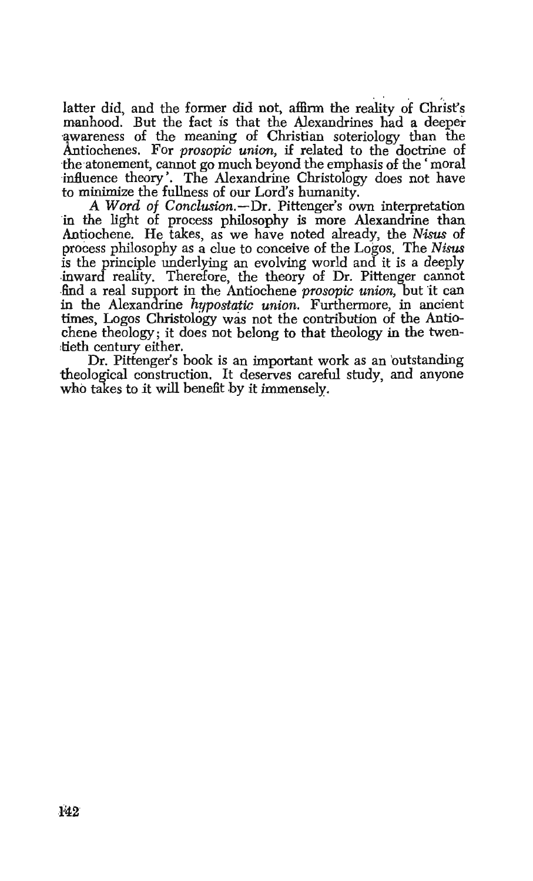latter did, and the former did not, affirm the reality of Christ's manhood. But the fact is that the Alexandrines had a deeper awareness of the meaning of Christian soteriology than the Antiochenes. For *prosopic union*, if related to the doctrine of the atonement, cannot go much beyond the emphasis of the 'moral influence theory'. The Alexandrine Christology does not have to minimize the fullness of our Lord's humanity.

*A Word of Conclusion.*—Dr. Pittenger's own interpretation in the light of process philosophy is more Alexandrine than Antiochene. He takes, as we have noted already, the *Nisus* of process philosophy as a clue to conceive of the Logos. The *Nisus* is the principle underlying an evolving world and it is a deeply inward reality. Therefore, the theory of Dr. Pittenger cannot find a real support in the Antiochene *prosopic union*, but it can in the Alexandrine *hypostatic union*. Furthermore, in ancient times, Logos Christology was not the contribution of the Antiochene theology; it does not belong to that theology in the twentieth century either.

Dr. Pittenger's book is an important work as an outstanding theological construction. It deserves careful study, and anyone who takes to it will benefit by it immensely.